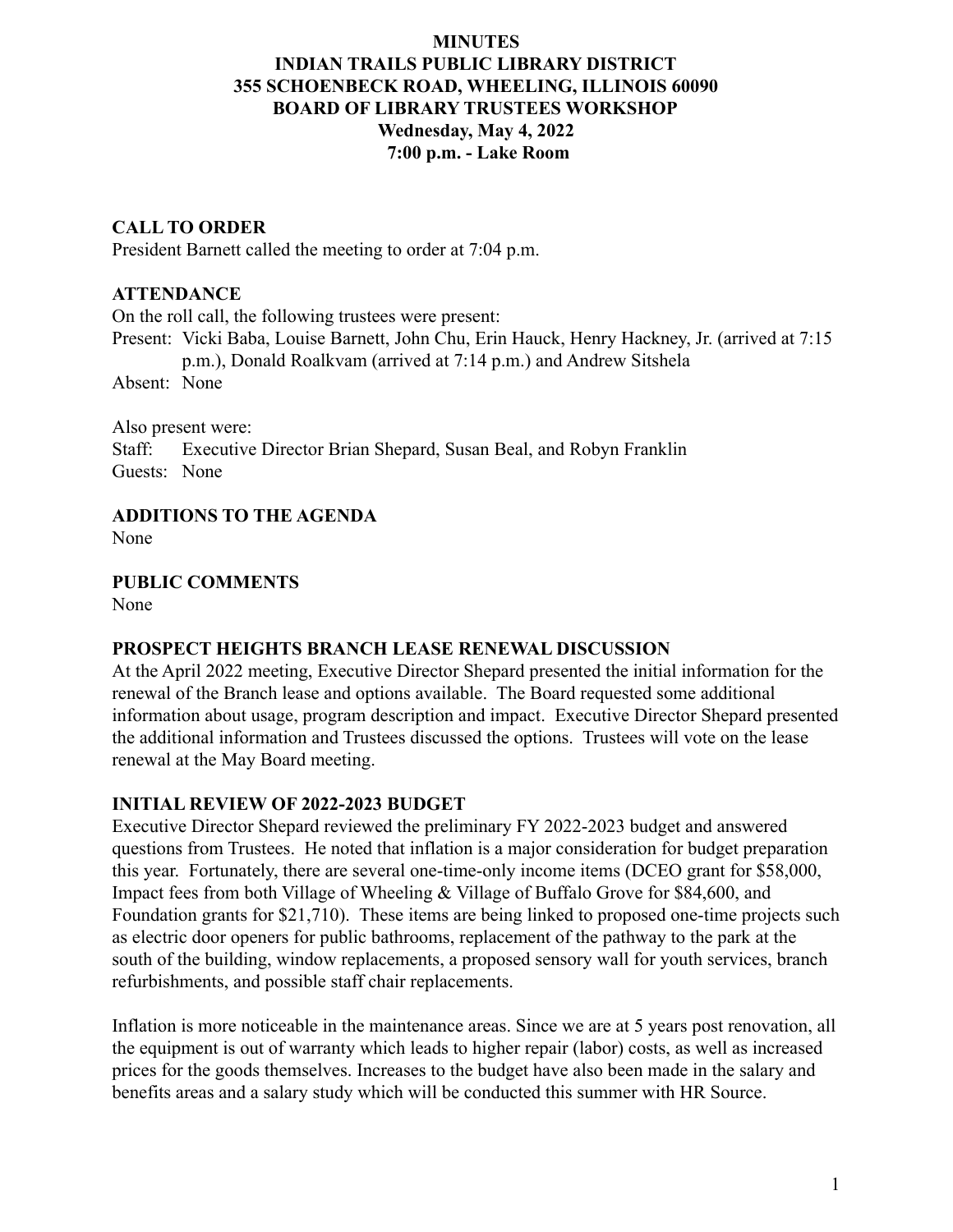# MINUTES
# INDIAN TRAILS PUBLIC LIBRARY DISTRICT
# 355 SCHOENBECK ROAD, WHEELING, ILLINOIS 60090
# BOARD OF LIBRARY TRUSTEES WORKSHOP

**Wednesday, May 4, 2022**
**7:00 p.m. - Lake Room**

## CALL TO ORDER

President Barnett called the meeting to order at 7:04 p.m.

## ATTENDANCE

On the roll call, the following trustees were present:

Present: Vicki Baba, Louise Barnett, John Chu, Erin Hauck, Henry Hackney, Jr. (arrived at 7:15 p.m.), Donald Roalkvam (arrived at 7:14 p.m.) and Andrew Sitshela

Absent: None

Also present were:

Staff: Executive Director Brian Shepard, Susan Beal, and Robyn Franklin

Guests: None

## ADDITIONS TO THE AGENDA

None

## PUBLIC COMMENTS

None

## PROSPECT HEIGHTS BRANCH LEASE RENEWAL DISCUSSION

At the April 2022 meeting, Executive Director Shepard presented the initial information for the renewal of the Branch lease and options available. The Board requested some additional information about usage, program description and impact. Executive Director Shepard presented the additional information and Trustees discussed the options. Trustees will vote on the lease renewal at the May Board meeting.

## INITIAL REVIEW OF 2022-2023 BUDGET

Executive Director Shepard reviewed the preliminary FY 2022-2023 budget and answered questions from Trustees. He noted that inflation is a major consideration for budget preparation this year. Fortunately, there are several one-time-only income items (DCEO grant for $58,000, Impact fees from both Village of Wheeling & Village of Buffalo Grove for $84,600, and Foundation grants for $21,710). These items are being linked to proposed one-time projects such as electric door openers for public bathrooms, replacement of the pathway to the park at the south of the building, window replacements, a proposed sensory wall for youth services, branch refurbishments, and possible staff chair replacements.

Inflation is more noticeable in the maintenance areas. Since we are at 5 years post renovation, all the equipment is out of warranty which leads to higher repair (labor) costs, as well as increased prices for the goods themselves. Increases to the budget have also been made in the salary and benefits areas and a salary study which will be conducted this summer with HR Source.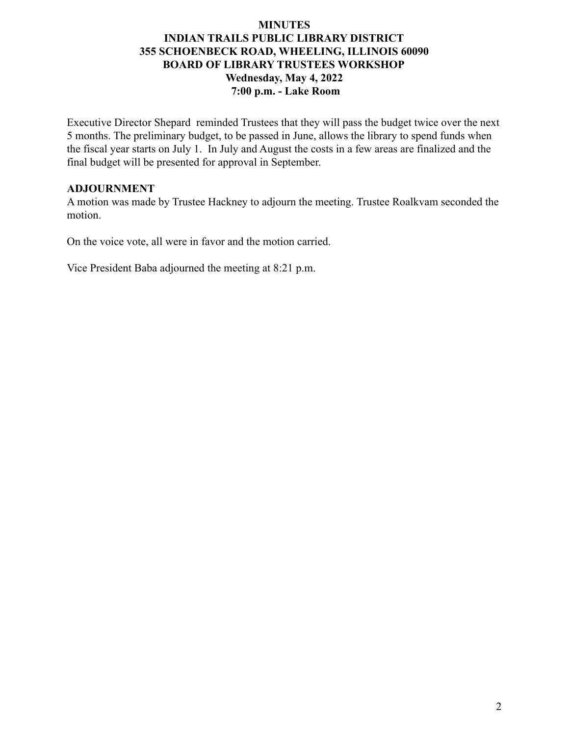**MINUTES**
**INDIAN TRAILS PUBLIC LIBRARY DISTRICT**
**355 SCHOENBECK ROAD, WHEELING, ILLINOIS 60090**
**BOARD OF LIBRARY TRUSTEES WORKSHOP**
**Wednesday, May 4, 2022**
**7:00 p.m. - Lake Room**

Executive Director Shepard reminded Trustees that they will pass the budget twice over the next 5 months. The preliminary budget, to be passed in June, allows the library to spend funds when the fiscal year starts on July 1. In July and August the costs in a few areas are finalized and the final budget will be presented for approval in September.

**ADJOURNMENT**

A motion was made by Trustee Hackney to adjourn the meeting. Trustee Roalkvam seconded the motion.

On the voice vote, all were in favor and the motion carried.

Vice President Baba adjourned the meeting at 8:21 p.m.